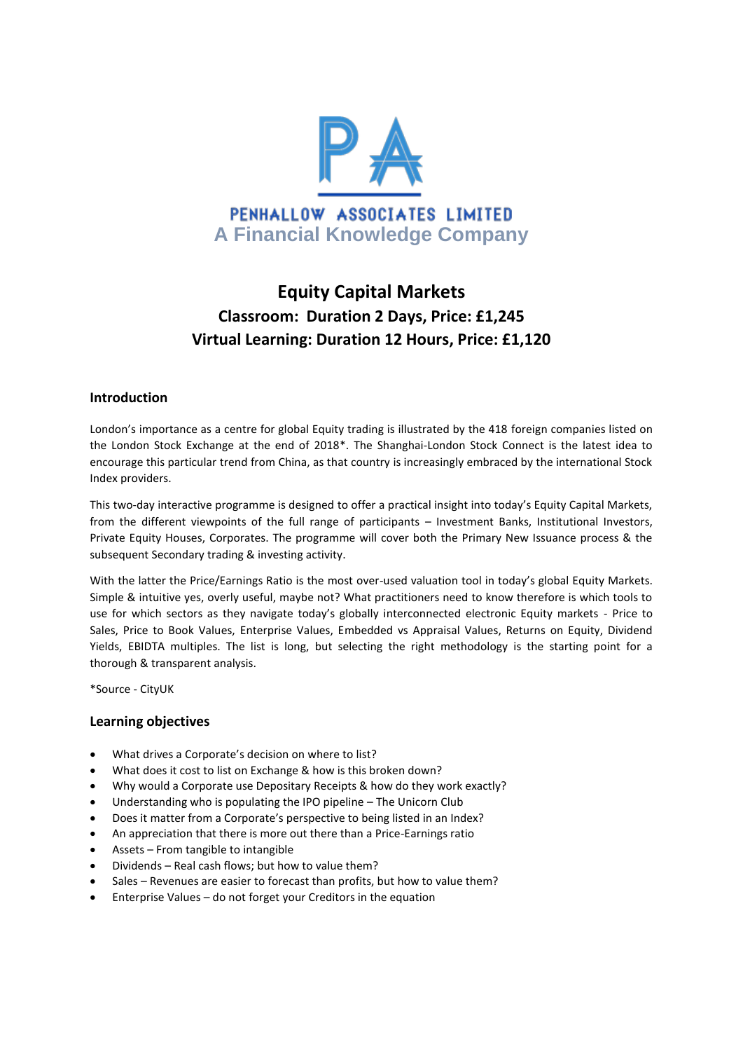PENHALLOW ASSOCIATES LIMITED
A Financial Knowledge Company

# Equity Capital Markets

## Classroom: Duration 2 Days, Price: £1,245
## Virtual Learning: Duration 12 Hours, Price: £1,120

### Introduction

London's importance as a centre for global Equity trading is illustrated by the 418 foreign companies listed on the London Stock Exchange at the end of 2018*. The Shanghai-London Stock Connect is the latest idea to encourage this particular trend from China, as that country is increasingly embraced by the international Stock Index providers.

This two-day interactive programme is designed to offer a practical insight into today's Equity Capital Markets, from the different viewpoints of the full range of participants – Investment Banks, Institutional Investors, Private Equity Houses, Corporates. The programme will cover both the Primary New Issuance process & the subsequent Secondary trading & investing activity.

With the latter the Price/Earnings Ratio is the most over-used valuation tool in today's global Equity Markets. Simple & intuitive yes, overly useful, maybe not? What practitioners need to know therefore is which tools to use for which sectors as they navigate today's globally interconnected electronic Equity markets - Price to Sales, Price to Book Values, Enterprise Values, Embedded vs Appraisal Values, Returns on Equity, Dividend Yields, EBIDTA multiples. The list is long, but selecting the right methodology is the starting point for a thorough & transparent analysis.

*Source - CityUK

### Learning objectives

- What drives a Corporate's decision on where to list?
- What does it cost to list on Exchange & how is this broken down?
- Why would a Corporate use Depositary Receipts & how do they work exactly?
- Understanding who is populating the IPO pipeline – The Unicorn Club
- Does it matter from a Corporate's perspective to being listed in an Index?
- An appreciation that there is more out there than a Price-Earnings ratio
- Assets – From tangible to intangible
- Dividends – Real cash flows; but how to value them?
- Sales – Revenues are easier to forecast than profits, but how to value them?
- Enterprise Values – do not forget your Creditors in the equation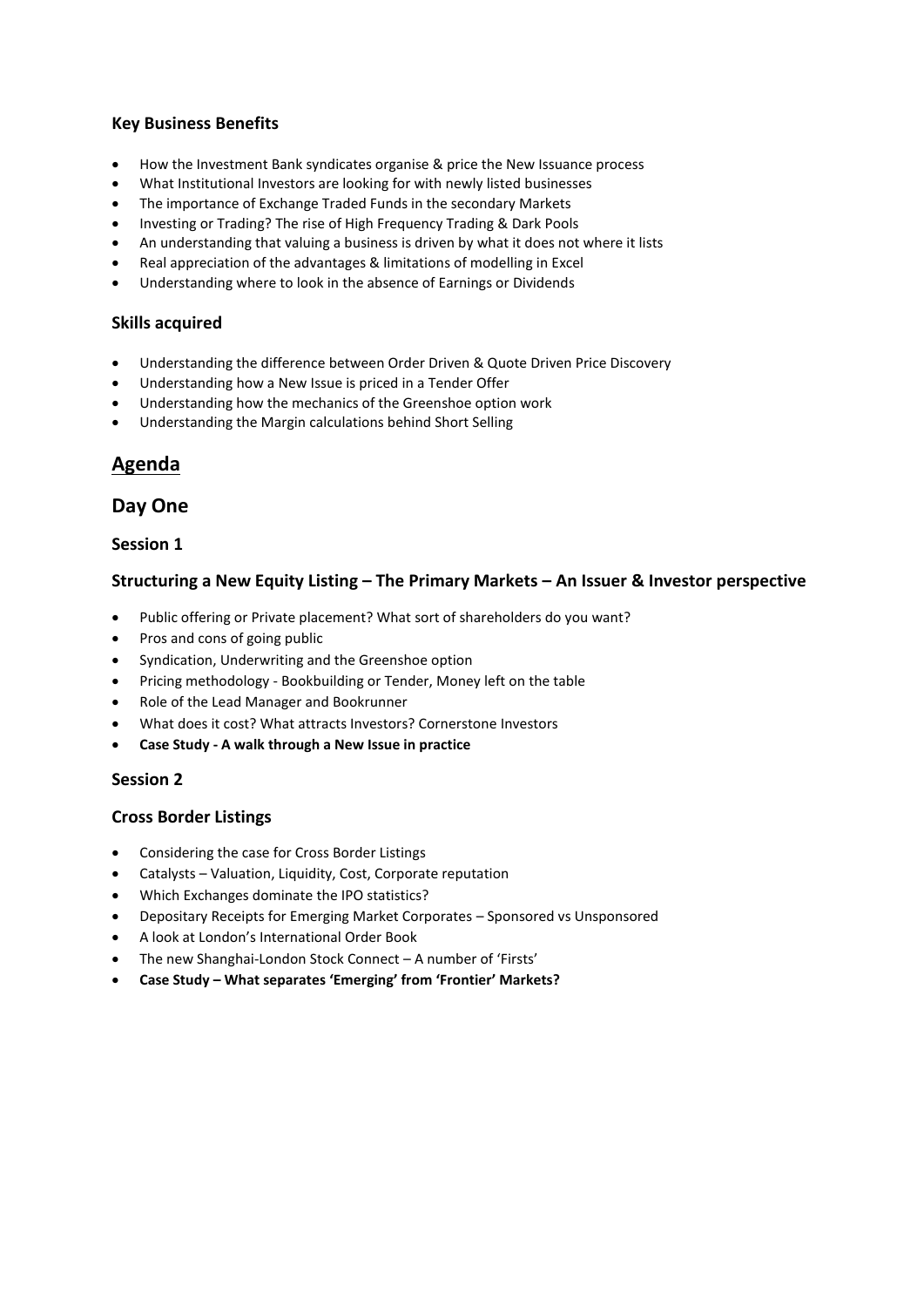### Key Business Benefits

- How the Investment Bank syndicates organise & price the New Issuance process
- What Institutional Investors are looking for with newly listed businesses
- The importance of Exchange Traded Funds in the secondary Markets
- Investing or Trading? The rise of High Frequency Trading & Dark Pools
- An understanding that valuing a business is driven by what it does not where it lists
- Real appreciation of the advantages & limitations of modelling in Excel
- Understanding where to look in the absence of Earnings or Dividends

### Skills acquired

- Understanding the difference between Order Driven & Quote Driven Price Discovery
- Understanding how a New Issue is priced in a Tender Offer
- Understanding how the mechanics of the Greenshoe option work
- Understanding the Margin calculations behind Short Selling

# <u>Agenda</u>

## Day One

### Session 1

### Structuring a New Equity Listing – The Primary Markets – An Issuer & Investor perspective

- Public offering or Private placement? What sort of shareholders do you want?
- Pros and cons of going public
- Syndication, Underwriting and the Greenshoe option
- Pricing methodology - Bookbuilding or Tender, Money left on the table
- Role of the Lead Manager and Bookrunner
- What does it cost? What attracts Investors? Cornerstone Investors
- **Case Study - A walk through a New Issue in practice**

### Session 2

### Cross Border Listings

- Considering the case for Cross Border Listings
- Catalysts – Valuation, Liquidity, Cost, Corporate reputation
- Which Exchanges dominate the IPO statistics?
- Depositary Receipts for Emerging Market Corporates – Sponsored vs Unsponsored
- A look at London's International Order Book
- The new Shanghai-London Stock Connect – A number of 'Firsts'
- **Case Study – What separates 'Emerging' from 'Frontier' Markets?**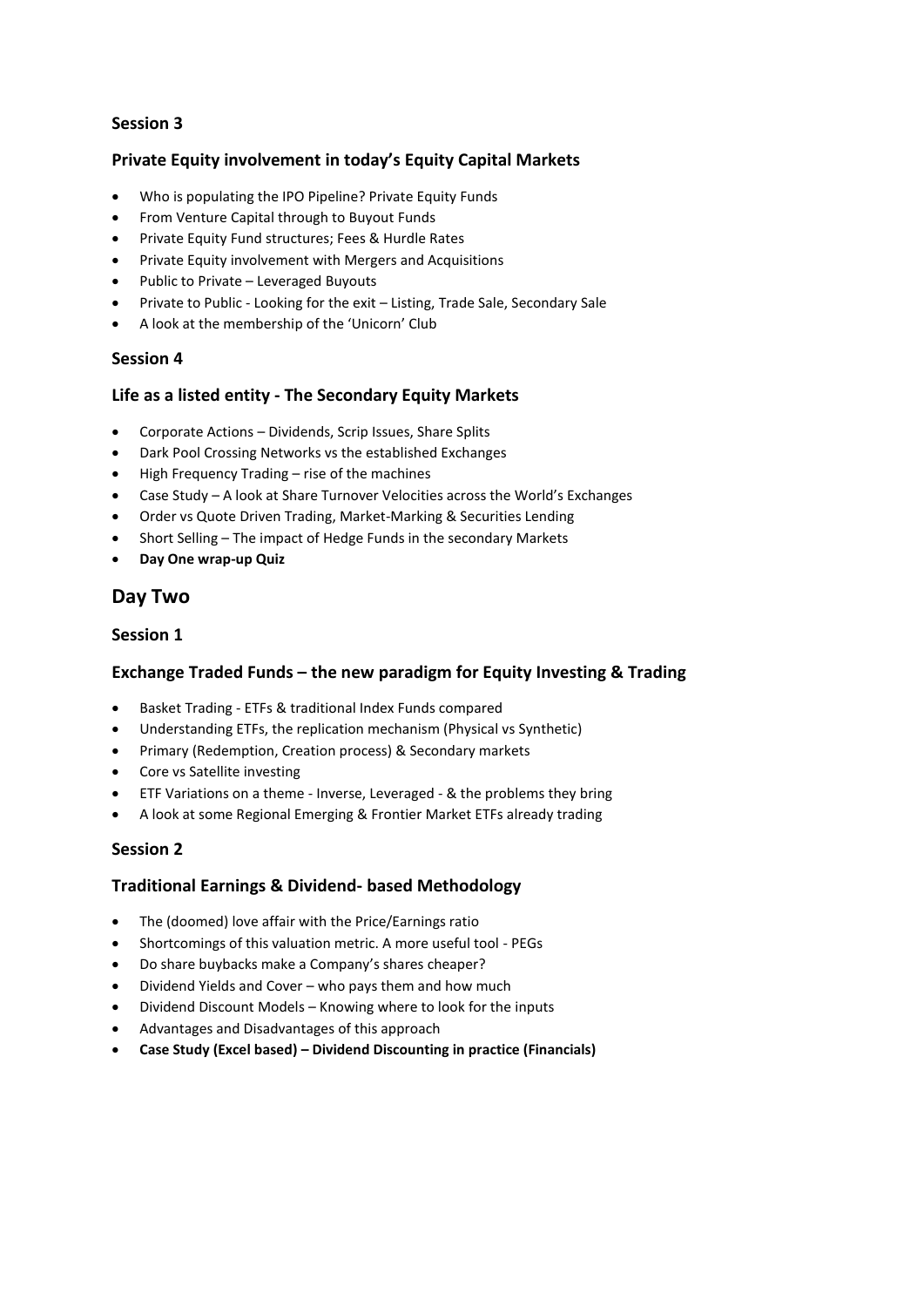### Session 3

### Private Equity involvement in today's Equity Capital Markets

- Who is populating the IPO Pipeline? Private Equity Funds
- From Venture Capital through to Buyout Funds
- Private Equity Fund structures; Fees & Hurdle Rates
- Private Equity involvement with Mergers and Acquisitions
- Public to Private – Leveraged Buyouts
- Private to Public - Looking for the exit – Listing, Trade Sale, Secondary Sale
- A look at the membership of the 'Unicorn' Club

### Session 4

### Life as a listed entity - The Secondary Equity Markets

- Corporate Actions – Dividends, Scrip Issues, Share Splits
- Dark Pool Crossing Networks vs the established Exchanges
- High Frequency Trading – rise of the machines
- Case Study – A look at Share Turnover Velocities across the World's Exchanges
- Order vs Quote Driven Trading, Market-Marking & Securities Lending
- Short Selling – The impact of Hedge Funds in the secondary Markets
- **Day One wrap-up Quiz**

## Day Two

### Session 1

### Exchange Traded Funds – the new paradigm for Equity Investing & Trading

- Basket Trading - ETFs & traditional Index Funds compared
- Understanding ETFs, the replication mechanism (Physical vs Synthetic)
- Primary (Redemption, Creation process) & Secondary markets
- Core vs Satellite investing
- ETF Variations on a theme - Inverse, Leveraged - & the problems they bring
- A look at some Regional Emerging & Frontier Market ETFs already trading

### Session 2

### Traditional Earnings & Dividend- based Methodology

- The (doomed) love affair with the Price/Earnings ratio
- Shortcomings of this valuation metric. A more useful tool - PEGs
- Do share buybacks make a Company's shares cheaper?
- Dividend Yields and Cover – who pays them and how much
- Dividend Discount Models – Knowing where to look for the inputs
- Advantages and Disadvantages of this approach
- **Case Study (Excel based) – Dividend Discounting in practice (Financials)**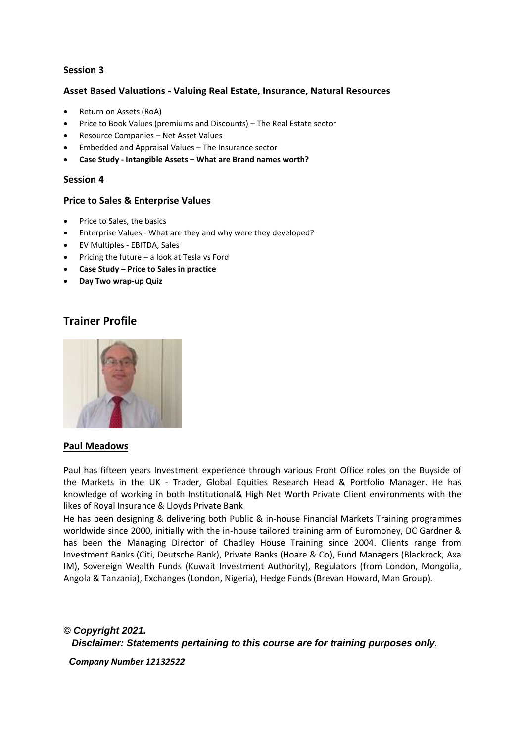### Session 3

### Asset Based Valuations - Valuing Real Estate, Insurance, Natural Resources

- Return on Assets (RoA)
- Price to Book Values (premiums and Discounts) – The Real Estate sector
- Resource Companies – Net Asset Values
- Embedded and Appraisal Values – The Insurance sector
- **Case Study - Intangible Assets – What are Brand names worth?**

### Session 4

### Price to Sales & Enterprise Values

- Price to Sales, the basics
- Enterprise Values - What are they and why were they developed?
- EV Multiples - EBITDA, Sales
- Pricing the future – a look at Tesla vs Ford
- **Case Study – Price to Sales in practice**
- **Day Two wrap-up Quiz**

## Trainer Profile

**Paul Meadows**

Paul has fifteen years Investment experience through various Front Office roles on the Buyside of the Markets in the UK - Trader, Global Equities Research Head & Portfolio Manager. He has knowledge of working in both Institutional& High Net Worth Private Client environments with the likes of Royal Insurance & Lloyds Private Bank

He has been designing & delivering both Public & in-house Financial Markets Training programmes worldwide since 2000, initially with the in-house tailored training arm of Euromoney, DC Gardner & has been the Managing Director of Chadley House Training since 2004. Clients range from Investment Banks (Citi, Deutsche Bank), Private Banks (Hoare & Co), Fund Managers (Blackrock, Axa IM), Sovereign Wealth Funds (Kuwait Investment Authority), Regulators (from London, Mongolia, Angola & Tanzania), Exchanges (London, Nigeria), Hedge Funds (Brevan Howard, Man Group).

***© Copyright 2021.***

***Disclaimer: Statements pertaining to this course are for training purposes only.***

***Company Number 12132522***